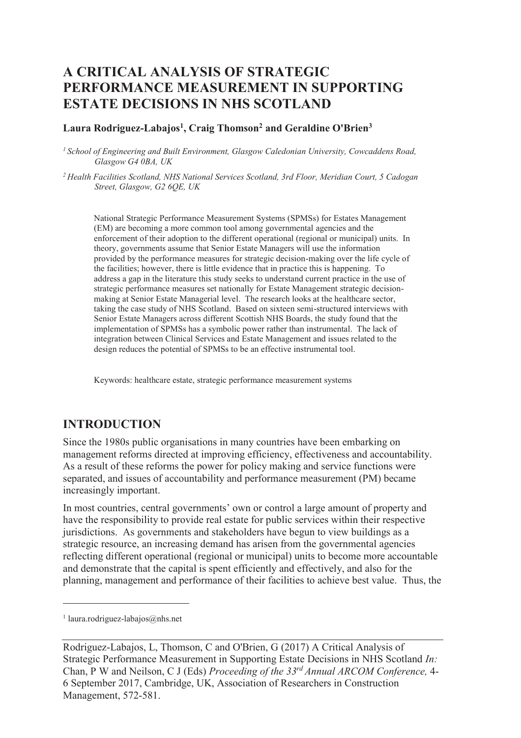# A CRITICAL ANALYSIS OF STRATEGIC PERFORMANCE MEASUREMENT IN SUPPORTING ESTATE DECISIONS IN NHS SCOTLAND

**Laura Rodriguez-Labajos[1], Craig Thomson[2] and Geraldine O'Brien[3]**

*[1] School of Engineering and Built Environment, Glasgow Caledonian University, Cowcaddens Road, Glasgow G4 0BA, UK*

*[2] Health Facilities Scotland, NHS National Services Scotland, 3rd Floor, Meridian Court, 5 Cadogan Street, Glasgow, G2 6QE, UK*

National Strategic Performance Measurement Systems (SPMSs) for Estates Management (EM) are becoming a more common tool among governmental agencies and the enforcement of their adoption to the different operational (regional or municipal) units. In theory, governments assume that Senior Estate Managers will use the information provided by the performance measures for strategic decision-making over the life cycle of the facilities; however, there is little evidence that in practice this is happening. To address a gap in the literature this study seeks to understand current practice in the use of strategic performance measures set nationally for Estate Management strategic decision-making at Senior Estate Managerial level. The research looks at the healthcare sector, taking the case study of NHS Scotland. Based on sixteen semi-structured interviews with Senior Estate Managers across different Scottish NHS Boards, the study found that the implementation of SPMSs has a symbolic power rather than instrumental. The lack of integration between Clinical Services and Estate Management and issues related to the design reduces the potential of SPMSs to be an effective instrumental tool.

Keywords: healthcare estate, strategic performance measurement systems

## INTRODUCTION

Since the 1980s public organisations in many countries have been embarking on management reforms directed at improving efficiency, effectiveness and accountability. As a result of these reforms the power for policy making and service functions were separated, and issues of accountability and performance measurement (PM) became increasingly important.

In most countries, central governments' own or control a large amount of property and have the responsibility to provide real estate for public services within their respective jurisdictions. As governments and stakeholders have begun to view buildings as a strategic resource, an increasing demand has arisen from the governmental agencies reflecting different operational (regional or municipal) units to become more accountable and demonstrate that the capital is spent efficiently and effectively, and also for the planning, management and performance of their facilities to achieve best value. Thus, the

[1] laura.rodriguez-labajos@nhs.net

Rodriguez-Labajos, L, Thomson, C and O'Brien, G (2017) A Critical Analysis of Strategic Performance Measurement in Supporting Estate Decisions in NHS Scotland *In:* Chan, P W and Neilson, C J (Eds) *Proceeding of the 33rd Annual ARCOM Conference,* 4-6 September 2017, Cambridge, UK, Association of Researchers in Construction Management, 572-581.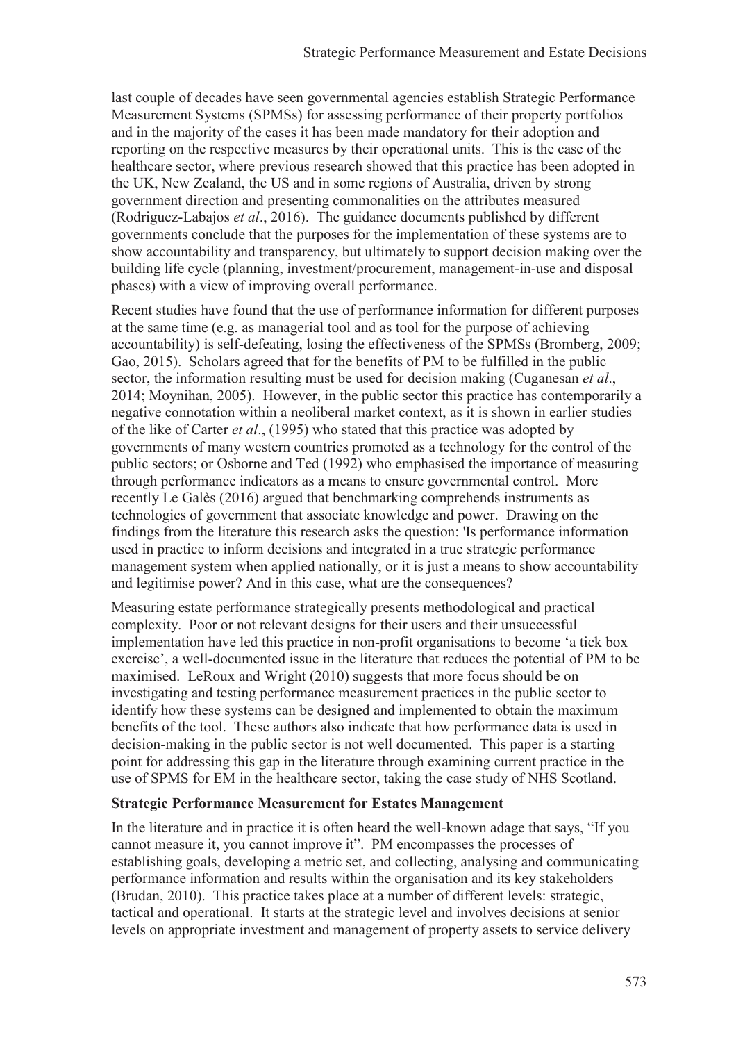last couple of decades have seen governmental agencies establish Strategic Performance Measurement Systems (SPMSs) for assessing performance of their property portfolios and in the majority of the cases it has been made mandatory for their adoption and reporting on the respective measures by their operational units. This is the case of the healthcare sector, where previous research showed that this practice has been adopted in the UK, New Zealand, the US and in some regions of Australia, driven by strong government direction and presenting commonalities on the attributes measured (Rodriguez-Labajos *et al*., 2016). The guidance documents published by different governments conclude that the purposes for the implementation of these systems are to show accountability and transparency, but ultimately to support decision making over the building life cycle (planning, investment/procurement, management-in-use and disposal phases) with a view of improving overall performance.

Recent studies have found that the use of performance information for different purposes at the same time (e.g. as managerial tool and as tool for the purpose of achieving accountability) is self-defeating, losing the effectiveness of the SPMSs (Bromberg, 2009; Gao, 2015). Scholars agreed that for the benefits of PM to be fulfilled in the public sector, the information resulting must be used for decision making (Cuganesan *et al*., 2014; Moynihan, 2005). However, in the public sector this practice has contemporarily a negative connotation within a neoliberal market context, as it is shown in earlier studies of the like of Carter *et al*., (1995) who stated that this practice was adopted by governments of many western countries promoted as a technology for the control of the public sectors; or Osborne and Ted (1992) who emphasised the importance of measuring through performance indicators as a means to ensure governmental control. More recently Le Galès (2016) argued that benchmarking comprehends instruments as technologies of government that associate knowledge and power. Drawing on the findings from the literature this research asks the question: 'Is performance information used in practice to inform decisions and integrated in a true strategic performance management system when applied nationally, or it is just a means to show accountability and legitimise power? And in this case, what are the consequences?

Measuring estate performance strategically presents methodological and practical complexity. Poor or not relevant designs for their users and their unsuccessful implementation have led this practice in non-profit organisations to become 'a tick box exercise', a well-documented issue in the literature that reduces the potential of PM to be maximised. LeRoux and Wright (2010) suggests that more focus should be on investigating and testing performance measurement practices in the public sector to identify how these systems can be designed and implemented to obtain the maximum benefits of the tool. These authors also indicate that how performance data is used in decision-making in the public sector is not well documented. This paper is a starting point for addressing this gap in the literature through examining current practice in the use of SPMS for EM in the healthcare sector, taking the case study of NHS Scotland.

**Strategic Performance Measurement for Estates Management**

In the literature and in practice it is often heard the well-known adage that says, "If you cannot measure it, you cannot improve it". PM encompasses the processes of establishing goals, developing a metric set, and collecting, analysing and communicating performance information and results within the organisation and its key stakeholders (Brudan, 2010). This practice takes place at a number of different levels: strategic, tactical and operational. It starts at the strategic level and involves decisions at senior levels on appropriate investment and management of property assets to service delivery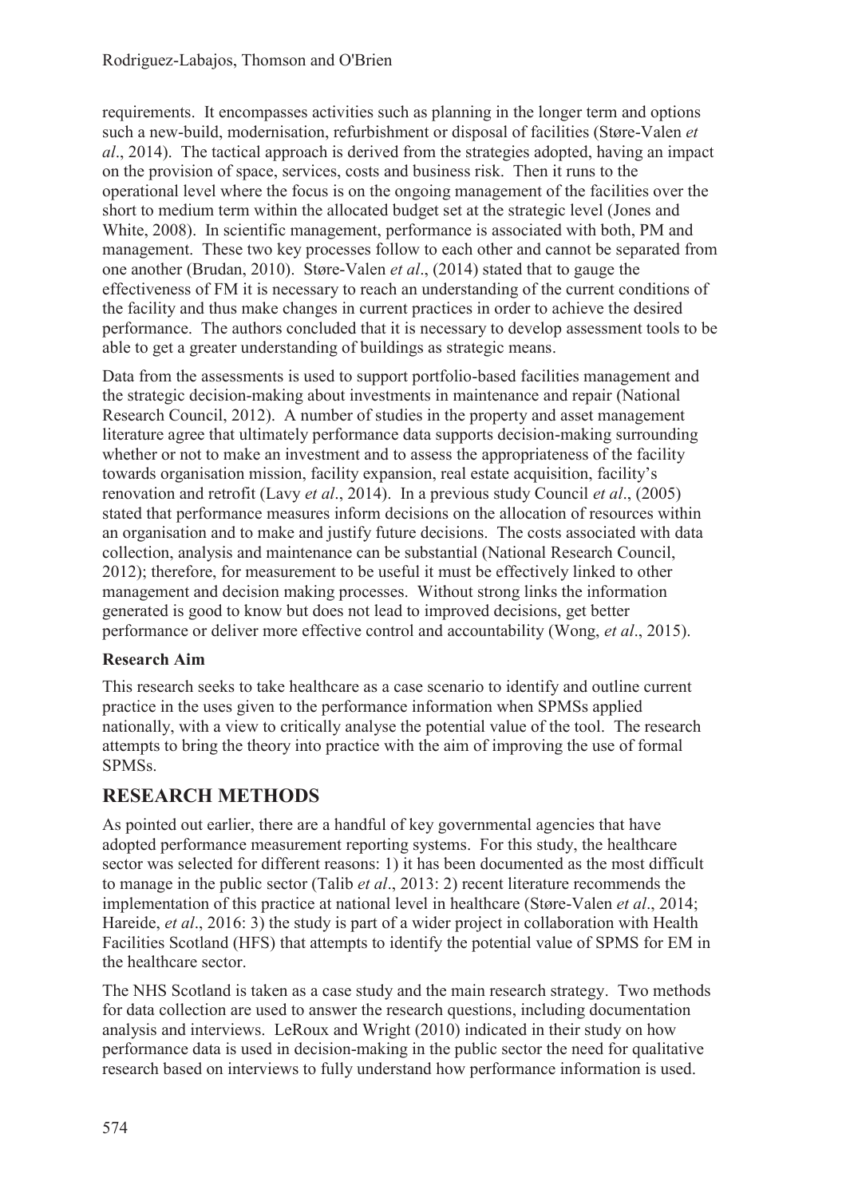requirements. It encompasses activities such as planning in the longer term and options such a new-build, modernisation, refurbishment or disposal of facilities (Støre-Valen *et al*., 2014). The tactical approach is derived from the strategies adopted, having an impact on the provision of space, services, costs and business risk. Then it runs to the operational level where the focus is on the ongoing management of the facilities over the short to medium term within the allocated budget set at the strategic level (Jones and White, 2008). In scientific management, performance is associated with both, PM and management. These two key processes follow to each other and cannot be separated from one another (Brudan, 2010). Støre-Valen *et al*., (2014) stated that to gauge the effectiveness of FM it is necessary to reach an understanding of the current conditions of the facility and thus make changes in current practices in order to achieve the desired performance. The authors concluded that it is necessary to develop assessment tools to be able to get a greater understanding of buildings as strategic means.

Data from the assessments is used to support portfolio-based facilities management and the strategic decision-making about investments in maintenance and repair (National Research Council, 2012). A number of studies in the property and asset management literature agree that ultimately performance data supports decision-making surrounding whether or not to make an investment and to assess the appropriateness of the facility towards organisation mission, facility expansion, real estate acquisition, facility's renovation and retrofit (Lavy *et al*., 2014). In a previous study Council *et al*., (2005) stated that performance measures inform decisions on the allocation of resources within an organisation and to make and justify future decisions. The costs associated with data collection, analysis and maintenance can be substantial (National Research Council, 2012); therefore, for measurement to be useful it must be effectively linked to other management and decision making processes. Without strong links the information generated is good to know but does not lead to improved decisions, get better performance or deliver more effective control and accountability (Wong, *et al*., 2015).

**Research Aim**

This research seeks to take healthcare as a case scenario to identify and outline current practice in the uses given to the performance information when SPMSs applied nationally, with a view to critically analyse the potential value of the tool. The research attempts to bring the theory into practice with the aim of improving the use of formal SPMSs.

## RESEARCH METHODS

As pointed out earlier, there are a handful of key governmental agencies that have adopted performance measurement reporting systems. For this study, the healthcare sector was selected for different reasons: 1) it has been documented as the most difficult to manage in the public sector (Talib *et al*., 2013: 2) recent literature recommends the implementation of this practice at national level in healthcare (Støre-Valen *et al*., 2014; Hareide, *et al*., 2016: 3) the study is part of a wider project in collaboration with Health Facilities Scotland (HFS) that attempts to identify the potential value of SPMS for EM in the healthcare sector.

The NHS Scotland is taken as a case study and the main research strategy. Two methods for data collection are used to answer the research questions, including documentation analysis and interviews. LeRoux and Wright (2010) indicated in their study on how performance data is used in decision-making in the public sector the need for qualitative research based on interviews to fully understand how performance information is used.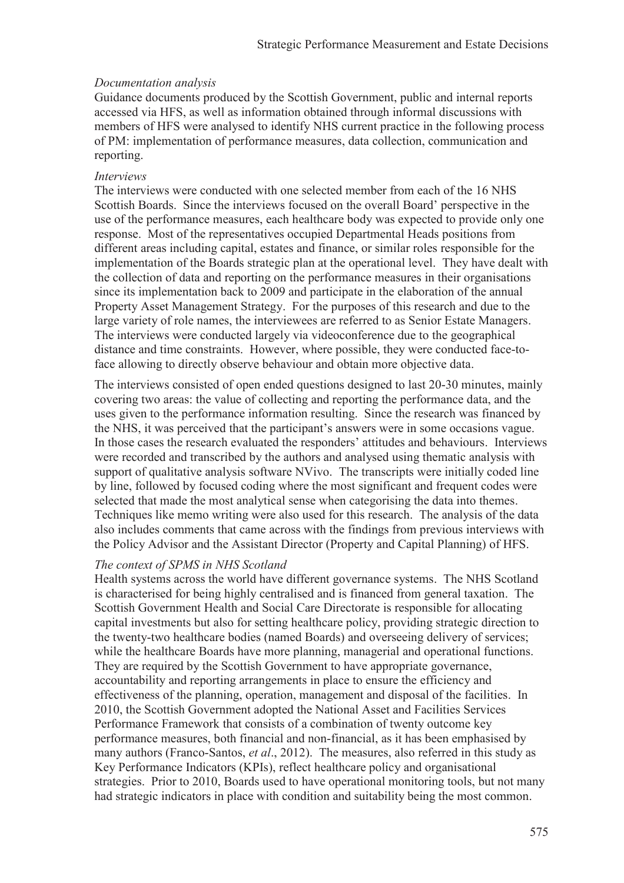*Documentation analysis*

Guidance documents produced by the Scottish Government, public and internal reports accessed via HFS, as well as information obtained through informal discussions with members of HFS were analysed to identify NHS current practice in the following process of PM: implementation of performance measures, data collection, communication and reporting.

*Interviews*

The interviews were conducted with one selected member from each of the 16 NHS Scottish Boards. Since the interviews focused on the overall Board' perspective in the use of the performance measures, each healthcare body was expected to provide only one response. Most of the representatives occupied Departmental Heads positions from different areas including capital, estates and finance, or similar roles responsible for the implementation of the Boards strategic plan at the operational level. They have dealt with the collection of data and reporting on the performance measures in their organisations since its implementation back to 2009 and participate in the elaboration of the annual Property Asset Management Strategy. For the purposes of this research and due to the large variety of role names, the interviewees are referred to as Senior Estate Managers. The interviews were conducted largely via videoconference due to the geographical distance and time constraints. However, where possible, they were conducted face-to-face allowing to directly observe behaviour and obtain more objective data.

The interviews consisted of open ended questions designed to last 20-30 minutes, mainly covering two areas: the value of collecting and reporting the performance data, and the uses given to the performance information resulting. Since the research was financed by the NHS, it was perceived that the participant's answers were in some occasions vague. In those cases the research evaluated the responders' attitudes and behaviours. Interviews were recorded and transcribed by the authors and analysed using thematic analysis with support of qualitative analysis software NVivo. The transcripts were initially coded line by line, followed by focused coding where the most significant and frequent codes were selected that made the most analytical sense when categorising the data into themes. Techniques like memo writing were also used for this research. The analysis of the data also includes comments that came across with the findings from previous interviews with the Policy Advisor and the Assistant Director (Property and Capital Planning) of HFS.

*The context of SPMS in NHS Scotland*

Health systems across the world have different governance systems. The NHS Scotland is characterised for being highly centralised and is financed from general taxation. The Scottish Government Health and Social Care Directorate is responsible for allocating capital investments but also for setting healthcare policy, providing strategic direction to the twenty-two healthcare bodies (named Boards) and overseeing delivery of services; while the healthcare Boards have more planning, managerial and operational functions. They are required by the Scottish Government to have appropriate governance, accountability and reporting arrangements in place to ensure the efficiency and effectiveness of the planning, operation, management and disposal of the facilities. In 2010, the Scottish Government adopted the National Asset and Facilities Services Performance Framework that consists of a combination of twenty outcome key performance measures, both financial and non-financial, as it has been emphasised by many authors (Franco-Santos, *et al*., 2012). The measures, also referred in this study as Key Performance Indicators (KPIs), reflect healthcare policy and organisational strategies. Prior to 2010, Boards used to have operational monitoring tools, but not many had strategic indicators in place with condition and suitability being the most common.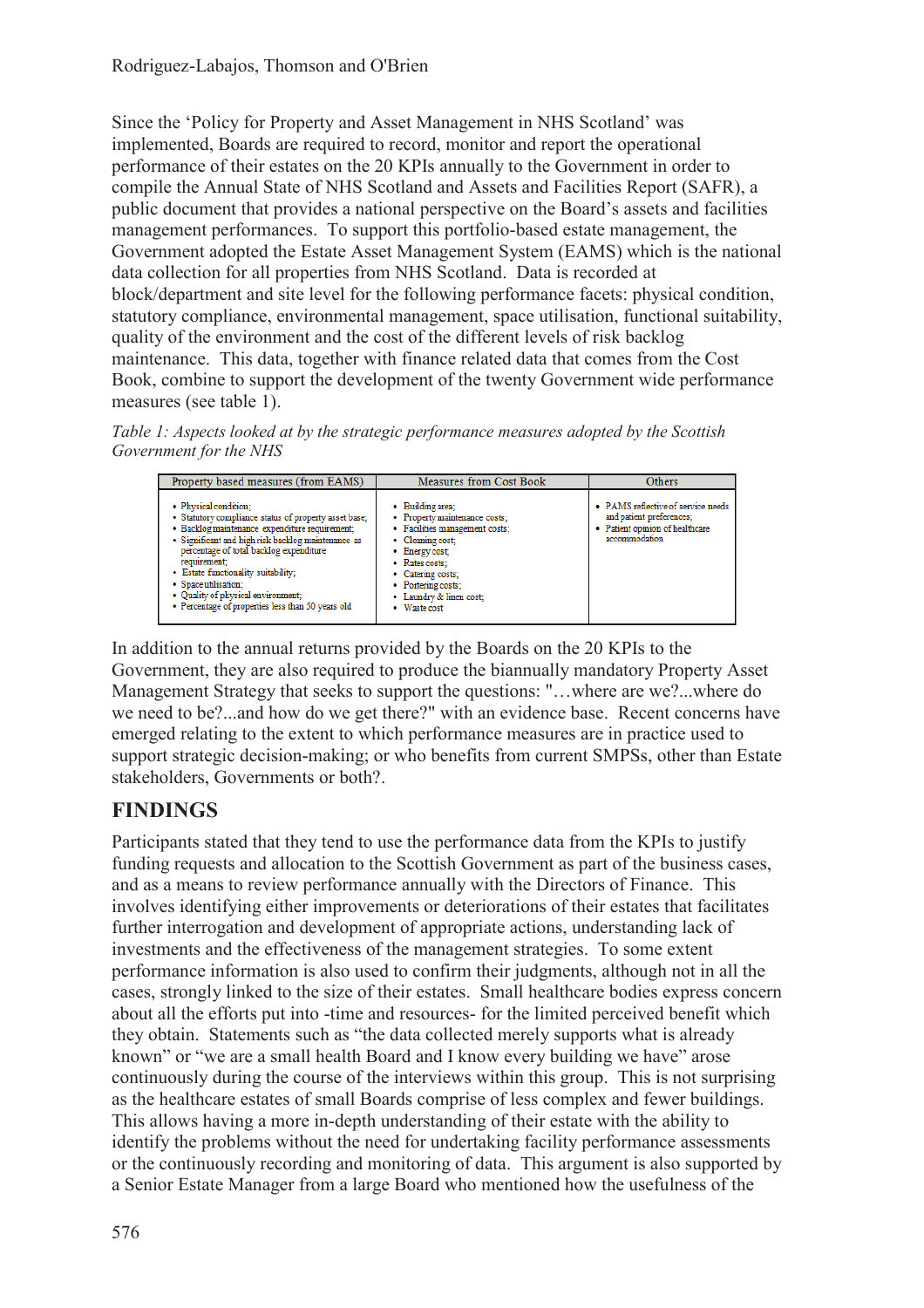Since the 'Policy for Property and Asset Management in NHS Scotland' was implemented, Boards are required to record, monitor and report the operational performance of their estates on the 20 KPIs annually to the Government in order to compile the Annual State of NHS Scotland and Assets and Facilities Report (SAFR), a public document that provides a national perspective on the Board's assets and facilities management performances. To support this portfolio-based estate management, the Government adopted the Estate Asset Management System (EAMS) which is the national data collection for all properties from NHS Scotland. Data is recorded at block/department and site level for the following performance facets: physical condition, statutory compliance, environmental management, space utilisation, functional suitability, quality of the environment and the cost of the different levels of risk backlog maintenance. This data, together with finance related data that comes from the Cost Book, combine to support the development of the twenty Government wide performance measures (see table 1).

*Table 1: Aspects looked at by the strategic performance measures adopted by the Scottish Government for the NHS*

| Property based measures (from EAMS) | Measures from Cost Book | Others |
|---|---|---|
| • Physical condition;<br>• Statutory compliance status of property asset base;<br>• Backlog maintenance expenditure requirement;<br>• Significant and high risk backlog maintenance as percentage of total backlog expenditure requirement;<br>• Estate functionality suitability;<br>• Space utilisation;<br>• Quality of physical environment;<br>• Percentage of properties less than 50 years old | • Building area;<br>• Property maintenance costs;<br>• Facilities management costs;<br>• Cleaning cost;<br>• Energy cost;<br>• Rates costs;<br>• Catering costs;<br>• Portering costs;<br>• Laundry & linen cost;<br>• Waste cost | • PAMS reflective of service needs and patient preferences;<br>• Patient opinion of healthcare accommodation |

In addition to the annual returns provided by the Boards on the 20 KPIs to the Government, they are also required to produce the biannually mandatory Property Asset Management Strategy that seeks to support the questions: "…where are we?...where do we need to be?...and how do we get there?" with an evidence base. Recent concerns have emerged relating to the extent to which performance measures are in practice used to support strategic decision-making; or who benefits from current SMPSs, other than Estate stakeholders, Governments or both?.

## FINDINGS

Participants stated that they tend to use the performance data from the KPIs to justify funding requests and allocation to the Scottish Government as part of the business cases, and as a means to review performance annually with the Directors of Finance. This involves identifying either improvements or deteriorations of their estates that facilitates further interrogation and development of appropriate actions, understanding lack of investments and the effectiveness of the management strategies. To some extent performance information is also used to confirm their judgments, although not in all the cases, strongly linked to the size of their estates. Small healthcare bodies express concern about all the efforts put into -time and resources- for the limited perceived benefit which they obtain. Statements such as "the data collected merely supports what is already known" or "we are a small health Board and I know every building we have" arose continuously during the course of the interviews within this group. This is not surprising as the healthcare estates of small Boards comprise of less complex and fewer buildings. This allows having a more in-depth understanding of their estate with the ability to identify the problems without the need for undertaking facility performance assessments or the continuously recording and monitoring of data. This argument is also supported by a Senior Estate Manager from a large Board who mentioned how the usefulness of the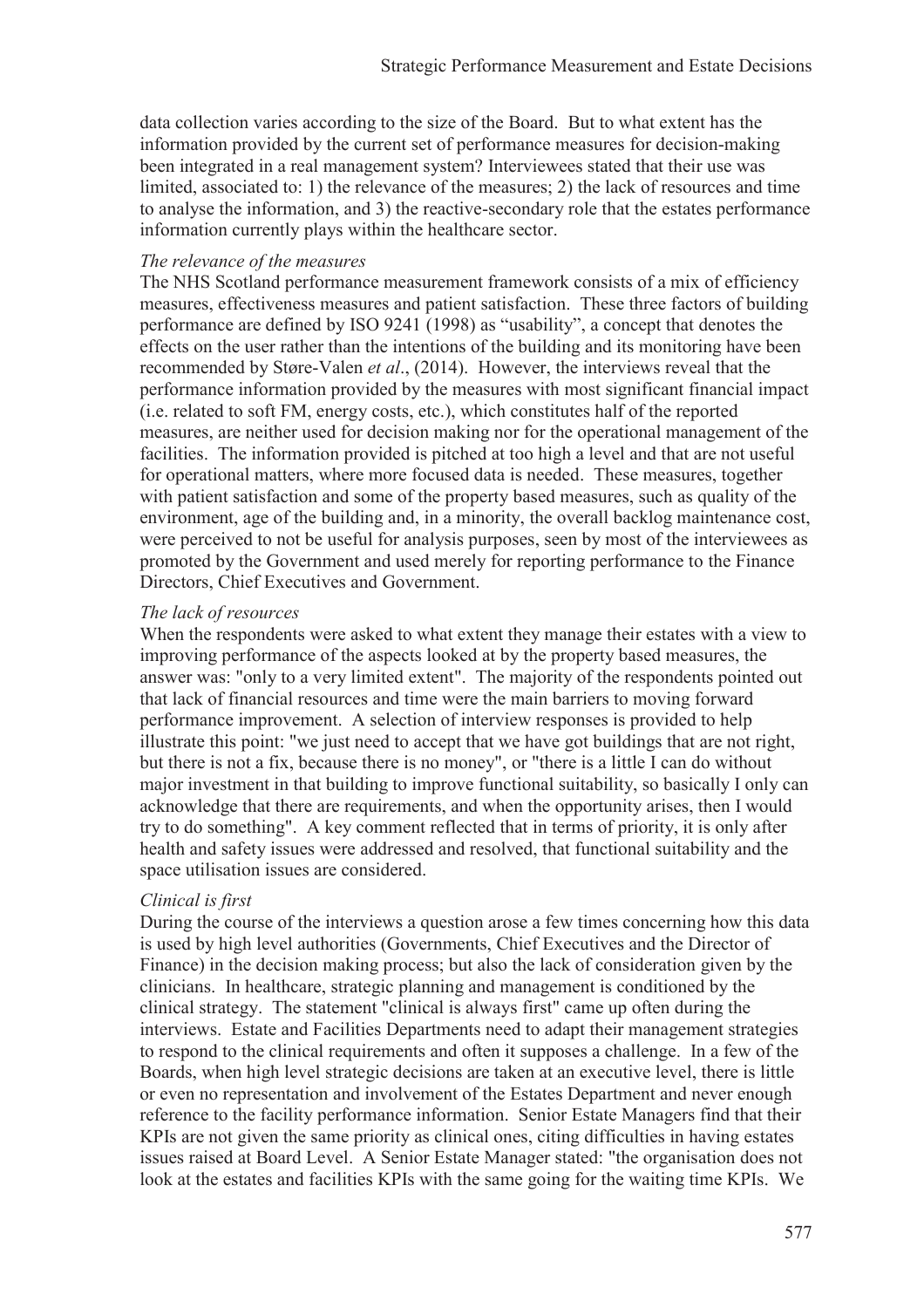data collection varies according to the size of the Board. But to what extent has the information provided by the current set of performance measures for decision-making been integrated in a real management system? Interviewees stated that their use was limited, associated to: 1) the relevance of the measures; 2) the lack of resources and time to analyse the information, and 3) the reactive-secondary role that the estates performance information currently plays within the healthcare sector.

*The relevance of the measures*

The NHS Scotland performance measurement framework consists of a mix of efficiency measures, effectiveness measures and patient satisfaction. These three factors of building performance are defined by ISO 9241 (1998) as "usability", a concept that denotes the effects on the user rather than the intentions of the building and its monitoring have been recommended by Støre-Valen *et al*., (2014). However, the interviews reveal that the performance information provided by the measures with most significant financial impact (i.e. related to soft FM, energy costs, etc.), which constitutes half of the reported measures, are neither used for decision making nor for the operational management of the facilities. The information provided is pitched at too high a level and that are not useful for operational matters, where more focused data is needed. These measures, together with patient satisfaction and some of the property based measures, such as quality of the environment, age of the building and, in a minority, the overall backlog maintenance cost, were perceived to not be useful for analysis purposes, seen by most of the interviewees as promoted by the Government and used merely for reporting performance to the Finance Directors, Chief Executives and Government.

*The lack of resources*

When the respondents were asked to what extent they manage their estates with a view to improving performance of the aspects looked at by the property based measures, the answer was: "only to a very limited extent". The majority of the respondents pointed out that lack of financial resources and time were the main barriers to moving forward performance improvement. A selection of interview responses is provided to help illustrate this point: "we just need to accept that we have got buildings that are not right, but there is not a fix, because there is no money", or "there is a little I can do without major investment in that building to improve functional suitability, so basically I only can acknowledge that there are requirements, and when the opportunity arises, then I would try to do something". A key comment reflected that in terms of priority, it is only after health and safety issues were addressed and resolved, that functional suitability and the space utilisation issues are considered.

*Clinical is first*

During the course of the interviews a question arose a few times concerning how this data is used by high level authorities (Governments, Chief Executives and the Director of Finance) in the decision making process; but also the lack of consideration given by the clinicians. In healthcare, strategic planning and management is conditioned by the clinical strategy. The statement "clinical is always first" came up often during the interviews. Estate and Facilities Departments need to adapt their management strategies to respond to the clinical requirements and often it supposes a challenge. In a few of the Boards, when high level strategic decisions are taken at an executive level, there is little or even no representation and involvement of the Estates Department and never enough reference to the facility performance information. Senior Estate Managers find that their KPIs are not given the same priority as clinical ones, citing difficulties in having estates issues raised at Board Level. A Senior Estate Manager stated: "the organisation does not look at the estates and facilities KPIs with the same going for the waiting time KPIs. We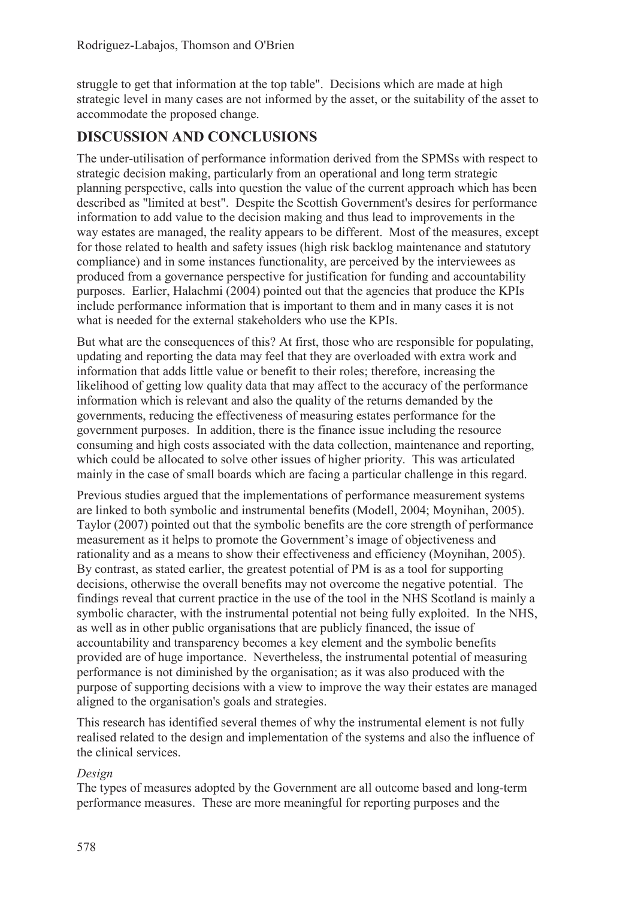struggle to get that information at the top table". Decisions which are made at high strategic level in many cases are not informed by the asset, or the suitability of the asset to accommodate the proposed change.

## DISCUSSION AND CONCLUSIONS

The under-utilisation of performance information derived from the SPMSs with respect to strategic decision making, particularly from an operational and long term strategic planning perspective, calls into question the value of the current approach which has been described as "limited at best". Despite the Scottish Government's desires for performance information to add value to the decision making and thus lead to improvements in the way estates are managed, the reality appears to be different. Most of the measures, except for those related to health and safety issues (high risk backlog maintenance and statutory compliance) and in some instances functionality, are perceived by the interviewees as produced from a governance perspective for justification for funding and accountability purposes. Earlier, Halachmi (2004) pointed out that the agencies that produce the KPIs include performance information that is important to them and in many cases it is not what is needed for the external stakeholders who use the KPIs.

But what are the consequences of this? At first, those who are responsible for populating, updating and reporting the data may feel that they are overloaded with extra work and information that adds little value or benefit to their roles; therefore, increasing the likelihood of getting low quality data that may affect to the accuracy of the performance information which is relevant and also the quality of the returns demanded by the governments, reducing the effectiveness of measuring estates performance for the government purposes. In addition, there is the finance issue including the resource consuming and high costs associated with the data collection, maintenance and reporting, which could be allocated to solve other issues of higher priority. This was articulated mainly in the case of small boards which are facing a particular challenge in this regard.

Previous studies argued that the implementations of performance measurement systems are linked to both symbolic and instrumental benefits (Modell, 2004; Moynihan, 2005). Taylor (2007) pointed out that the symbolic benefits are the core strength of performance measurement as it helps to promote the Government's image of objectiveness and rationality and as a means to show their effectiveness and efficiency (Moynihan, 2005). By contrast, as stated earlier, the greatest potential of PM is as a tool for supporting decisions, otherwise the overall benefits may not overcome the negative potential. The findings reveal that current practice in the use of the tool in the NHS Scotland is mainly a symbolic character, with the instrumental potential not being fully exploited. In the NHS, as well as in other public organisations that are publicly financed, the issue of accountability and transparency becomes a key element and the symbolic benefits provided are of huge importance. Nevertheless, the instrumental potential of measuring performance is not diminished by the organisation; as it was also produced with the purpose of supporting decisions with a view to improve the way their estates are managed aligned to the organisation's goals and strategies.

This research has identified several themes of why the instrumental element is not fully realised related to the design and implementation of the systems and also the influence of the clinical services.

*Design*

The types of measures adopted by the Government are all outcome based and long-term performance measures. These are more meaningful for reporting purposes and the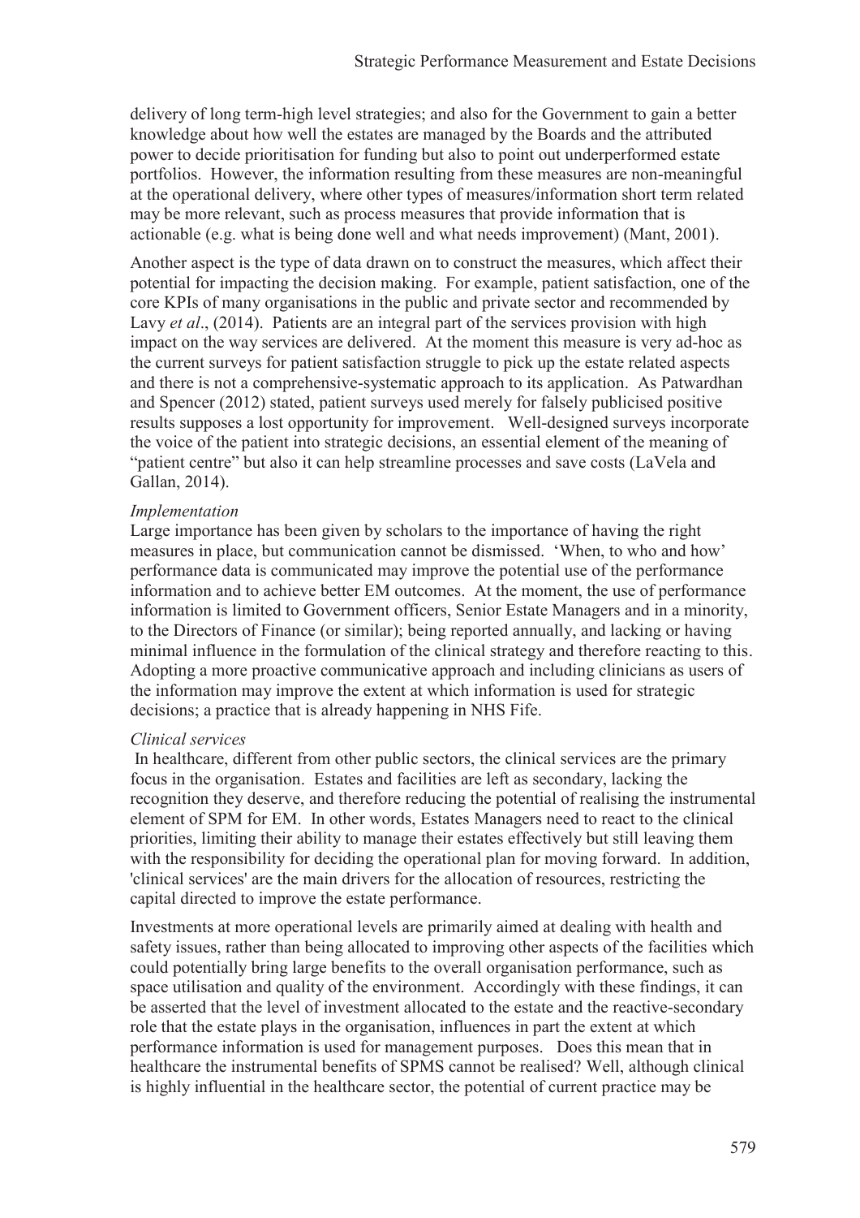delivery of long term-high level strategies; and also for the Government to gain a better knowledge about how well the estates are managed by the Boards and the attributed power to decide prioritisation for funding but also to point out underperformed estate portfolios. However, the information resulting from these measures are non-meaningful at the operational delivery, where other types of measures/information short term related may be more relevant, such as process measures that provide information that is actionable (e.g. what is being done well and what needs improvement) (Mant, 2001).

Another aspect is the type of data drawn on to construct the measures, which affect their potential for impacting the decision making. For example, patient satisfaction, one of the core KPIs of many organisations in the public and private sector and recommended by Lavy *et al*., (2014). Patients are an integral part of the services provision with high impact on the way services are delivered. At the moment this measure is very ad-hoc as the current surveys for patient satisfaction struggle to pick up the estate related aspects and there is not a comprehensive-systematic approach to its application. As Patwardhan and Spencer (2012) stated, patient surveys used merely for falsely publicised positive results supposes a lost opportunity for improvement. Well-designed surveys incorporate the voice of the patient into strategic decisions, an essential element of the meaning of "patient centre" but also it can help streamline processes and save costs (LaVela and Gallan, 2014).

*Implementation*

Large importance has been given by scholars to the importance of having the right measures in place, but communication cannot be dismissed. 'When, to who and how' performance data is communicated may improve the potential use of the performance information and to achieve better EM outcomes. At the moment, the use of performance information is limited to Government officers, Senior Estate Managers and in a minority, to the Directors of Finance (or similar); being reported annually, and lacking or having minimal influence in the formulation of the clinical strategy and therefore reacting to this. Adopting a more proactive communicative approach and including clinicians as users of the information may improve the extent at which information is used for strategic decisions; a practice that is already happening in NHS Fife.

*Clinical services*

In healthcare, different from other public sectors, the clinical services are the primary focus in the organisation. Estates and facilities are left as secondary, lacking the recognition they deserve, and therefore reducing the potential of realising the instrumental element of SPM for EM. In other words, Estates Managers need to react to the clinical priorities, limiting their ability to manage their estates effectively but still leaving them with the responsibility for deciding the operational plan for moving forward. In addition, 'clinical services' are the main drivers for the allocation of resources, restricting the capital directed to improve the estate performance.

Investments at more operational levels are primarily aimed at dealing with health and safety issues, rather than being allocated to improving other aspects of the facilities which could potentially bring large benefits to the overall organisation performance, such as space utilisation and quality of the environment. Accordingly with these findings, it can be asserted that the level of investment allocated to the estate and the reactive-secondary role that the estate plays in the organisation, influences in part the extent at which performance information is used for management purposes. Does this mean that in healthcare the instrumental benefits of SPMS cannot be realised? Well, although clinical is highly influential in the healthcare sector, the potential of current practice may be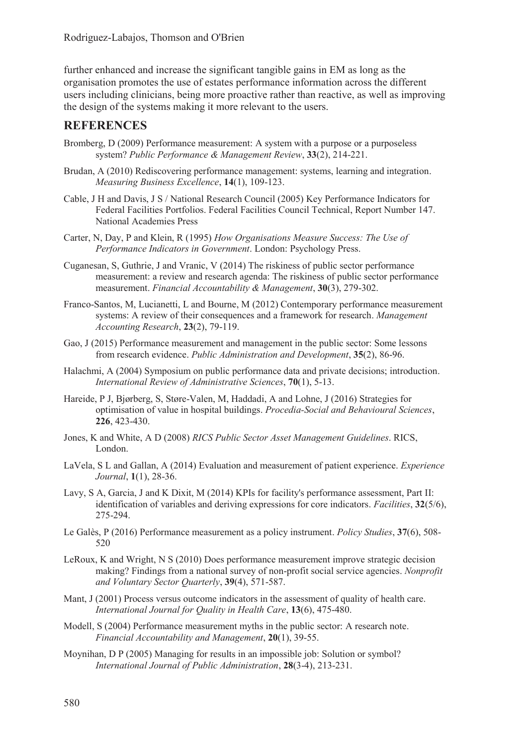further enhanced and increase the significant tangible gains in EM as long as the organisation promotes the use of estates performance information across the different users including clinicians, being more proactive rather than reactive, as well as improving the design of the systems making it more relevant to the users.

## REFERENCES

Bromberg, D (2009) Performance measurement: A system with a purpose or a purposeless system? *Public Performance & Management Review*, **33**(2), 214-221.

Brudan, A (2010) Rediscovering performance management: systems, learning and integration. *Measuring Business Excellence*, **14**(1), 109-123.

Cable, J H and Davis, J S / National Research Council (2005) Key Performance Indicators for Federal Facilities Portfolios. Federal Facilities Council Technical, Report Number 147. National Academies Press

Carter, N, Day, P and Klein, R (1995) *How Organisations Measure Success: The Use of Performance Indicators in Government*. London: Psychology Press.

Cuganesan, S, Guthrie, J and Vranic, V (2014) The riskiness of public sector performance measurement: a review and research agenda: The riskiness of public sector performance measurement. *Financial Accountability & Management*, **30**(3), 279-302.

Franco-Santos, M, Lucianetti, L and Bourne, M (2012) Contemporary performance measurement systems: A review of their consequences and a framework for research. *Management Accounting Research*, **23**(2), 79-119.

Gao, J (2015) Performance measurement and management in the public sector: Some lessons from research evidence. *Public Administration and Development*, **35**(2), 86-96.

Halachmi, A (2004) Symposium on public performance data and private decisions; introduction. *International Review of Administrative Sciences*, **70**(1), 5-13.

Hareide, P J, Bjørberg, S, Støre-Valen, M, Haddadi, A and Lohne, J (2016) Strategies for optimisation of value in hospital buildings. *Procedia-Social and Behavioural Sciences*, **226**, 423-430.

Jones, K and White, A D (2008) *RICS Public Sector Asset Management Guidelines*. RICS, London.

LaVela, S L and Gallan, A (2014) Evaluation and measurement of patient experience. *Experience Journal*, **1**(1), 28-36.

Lavy, S A, Garcia, J and K Dixit, M (2014) KPIs for facility's performance assessment, Part II: identification of variables and deriving expressions for core indicators. *Facilities*, **32**(5/6), 275-294.

Le Galès, P (2016) Performance measurement as a policy instrument. *Policy Studies*, **37**(6), 508-520

LeRoux, K and Wright, N S (2010) Does performance measurement improve strategic decision making? Findings from a national survey of non-profit social service agencies. *Nonprofit and Voluntary Sector Quarterly*, **39**(4), 571-587.

Mant, J (2001) Process versus outcome indicators in the assessment of quality of health care. *International Journal for Quality in Health Care*, **13**(6), 475-480.

Modell, S (2004) Performance measurement myths in the public sector: A research note. *Financial Accountability and Management*, **20**(1), 39-55.

Moynihan, D P (2005) Managing for results in an impossible job: Solution or symbol? *International Journal of Public Administration*, **28**(3-4), 213-231.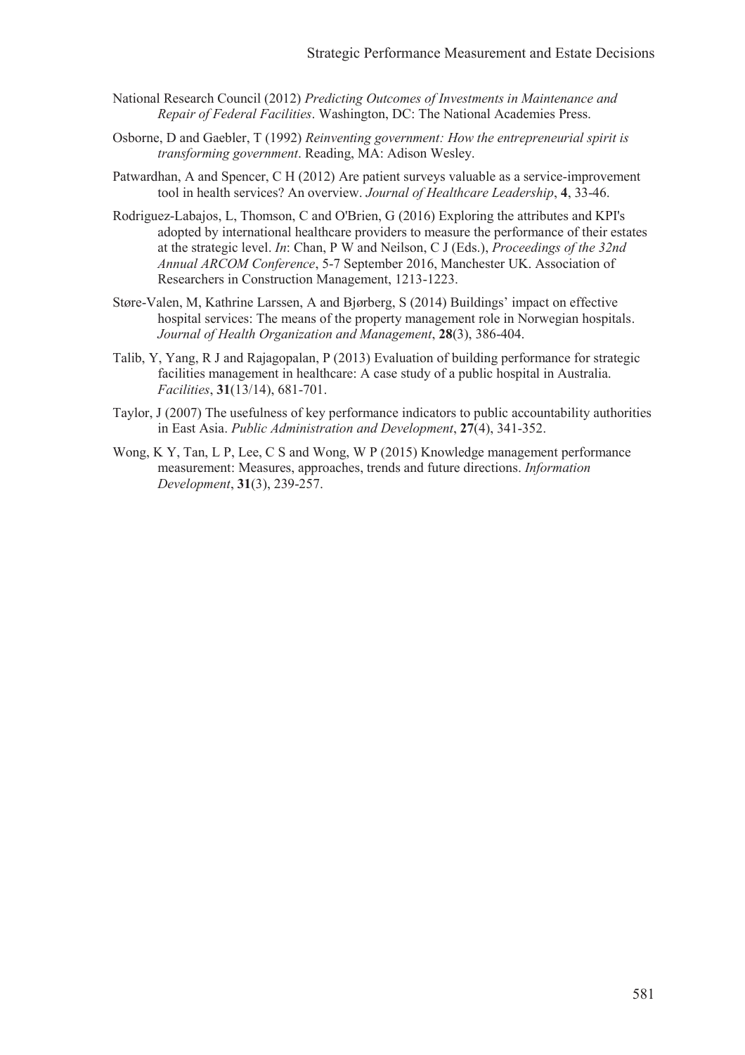National Research Council (2012) *Predicting Outcomes of Investments in Maintenance and Repair of Federal Facilities*. Washington, DC: The National Academies Press.

Osborne, D and Gaebler, T (1992) *Reinventing government: How the entrepreneurial spirit is transforming government*. Reading, MA: Adison Wesley.

Patwardhan, A and Spencer, C H (2012) Are patient surveys valuable as a service-improvement tool in health services? An overview. *Journal of Healthcare Leadership*, **4**, 33-46.

Rodriguez-Labajos, L, Thomson, C and O'Brien, G (2016) Exploring the attributes and KPI's adopted by international healthcare providers to measure the performance of their estates at the strategic level. *In*: Chan, P W and Neilson, C J (Eds.), *Proceedings of the 32nd Annual ARCOM Conference*, 5-7 September 2016, Manchester UK. Association of Researchers in Construction Management, 1213-1223.

Støre-Valen, M, Kathrine Larssen, A and Bjørberg, S (2014) Buildings' impact on effective hospital services: The means of the property management role in Norwegian hospitals. *Journal of Health Organization and Management*, **28**(3), 386-404.

Talib, Y, Yang, R J and Rajagopalan, P (2013) Evaluation of building performance for strategic facilities management in healthcare: A case study of a public hospital in Australia. *Facilities*, **31**(13/14), 681-701.

Taylor, J (2007) The usefulness of key performance indicators to public accountability authorities in East Asia. *Public Administration and Development*, **27**(4), 341-352.

Wong, K Y, Tan, L P, Lee, C S and Wong, W P (2015) Knowledge management performance measurement: Measures, approaches, trends and future directions. *Information Development*, **31**(3), 239-257.